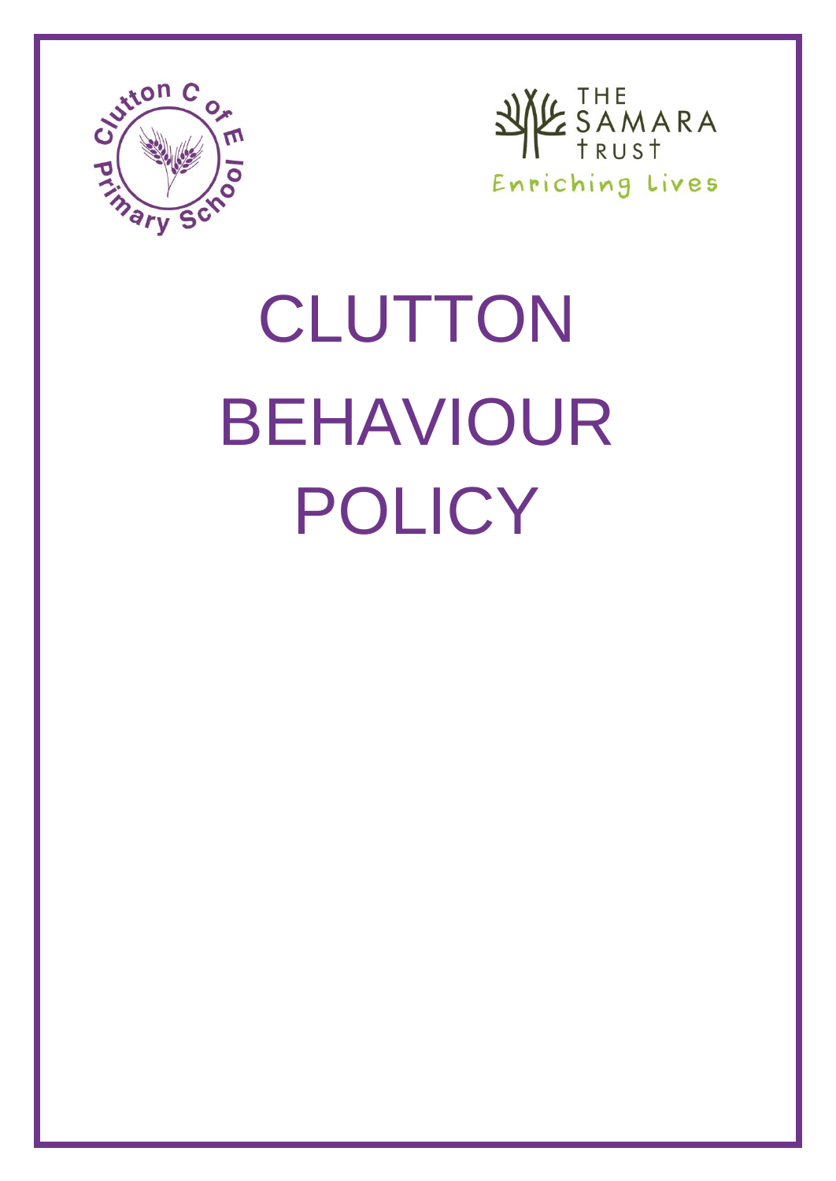# CLUTTON BEHAVIOUR POLICY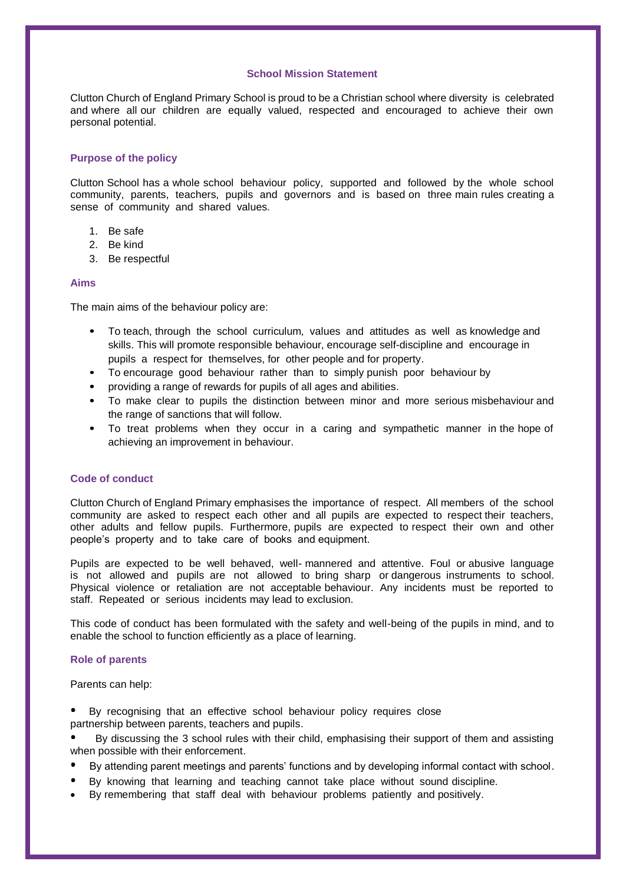## School Mission Statement

Clutton Church of England Primary School is proud to be a Christian school where diversity is celebrated and where all our children are equally valued, respected and encouraged to achieve their own personal potential.

### Purpose of the policy

Clutton School has a whole school behaviour policy, supported and followed by the whole school community, parents, teachers, pupils and governors and is based on three main rules creating a sense of community and shared values.

1. Be safe
2. Be kind
3. Be respectful

### Aims

The main aims of the behaviour policy are:

- To teach, through the school curriculum, values and attitudes as well as knowledge and skills. This will promote responsible behaviour, encourage self-discipline and encourage in pupils a respect for themselves, for other people and for property.
- To encourage good behaviour rather than to simply punish poor behaviour by
- providing a range of rewards for pupils of all ages and abilities.
- To make clear to pupils the distinction between minor and more serious misbehaviour and the range of sanctions that will follow.
- To treat problems when they occur in a caring and sympathetic manner in the hope of achieving an improvement in behaviour.

### Code of conduct

Clutton Church of England Primary emphasises the importance of respect. All members of the school community are asked to respect each other and all pupils are expected to respect their teachers, other adults and fellow pupils. Furthermore, pupils are expected to respect their own and other people's property and to take care of books and equipment.

Pupils are expected to be well behaved, well- mannered and attentive. Foul or abusive language is not allowed and pupils are not allowed to bring sharp or dangerous instruments to school. Physical violence or retaliation are not acceptable behaviour. Any incidents must be reported to staff. Repeated or serious incidents may lead to exclusion.

This code of conduct has been formulated with the safety and well-being of the pupils in mind, and to enable the school to function efficiently as a place of learning.

### Role of parents

Parents can help:

- By recognising that an effective school behaviour policy requires close partnership between parents, teachers and pupils.
- By discussing the 3 school rules with their child, emphasising their support of them and assisting when possible with their enforcement.
- By attending parent meetings and parents' functions and by developing informal contact with school.
- By knowing that learning and teaching cannot take place without sound discipline.
- By remembering that staff deal with behaviour problems patiently and positively.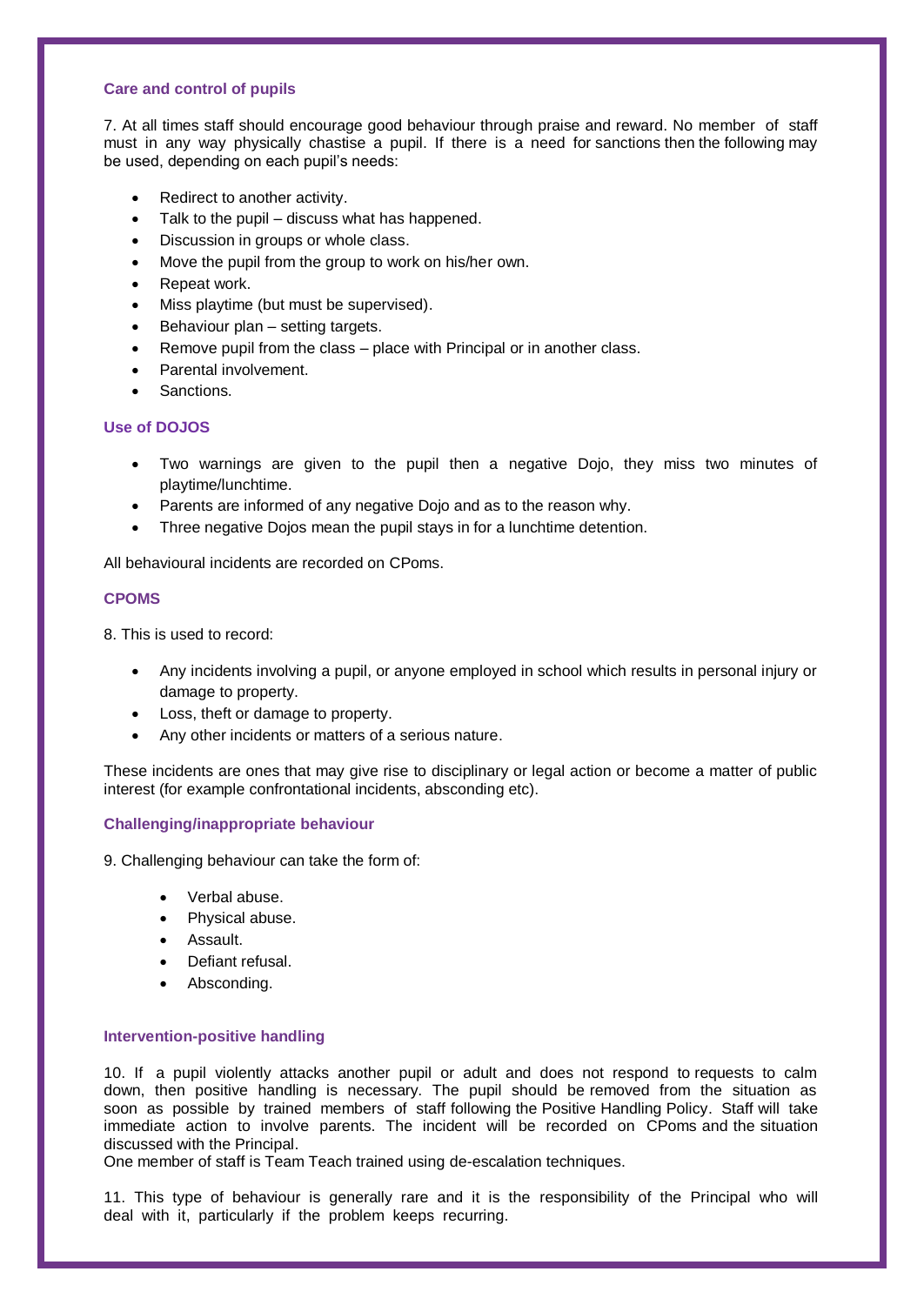### Care and control of pupils

7. At all times staff should encourage good behaviour through praise and reward. No member of staff must in any way physically chastise a pupil. If there is a need for sanctions then the following may be used, depending on each pupil's needs:

- Redirect to another activity.
- Talk to the pupil – discuss what has happened.
- Discussion in groups or whole class.
- Move the pupil from the group to work on his/her own.
- Repeat work.
- Miss playtime (but must be supervised).
- Behaviour plan – setting targets.
- Remove pupil from the class – place with Principal or in another class.
- Parental involvement.
- Sanctions.

### Use of DOJOS

- Two warnings are given to the pupil then a negative Dojo, they miss two minutes of playtime/lunchtime.
- Parents are informed of any negative Dojo and as to the reason why.
- Three negative Dojos mean the pupil stays in for a lunchtime detention.

All behavioural incidents are recorded on CPoms.

### CPOMS

8. This is used to record:

- Any incidents involving a pupil, or anyone employed in school which results in personal injury or damage to property.
- Loss, theft or damage to property.
- Any other incidents or matters of a serious nature.

These incidents are ones that may give rise to disciplinary or legal action or become a matter of public interest (for example confrontational incidents, absconding etc).

### Challenging/inappropriate behaviour

9. Challenging behaviour can take the form of:

- Verbal abuse.
- Physical abuse.
- Assault.
- Defiant refusal.
- Absconding.

### Intervention-positive handling

10. If a pupil violently attacks another pupil or adult and does not respond to requests to calm down, then positive handling is necessary. The pupil should be removed from the situation as soon as possible by trained members of staff following the Positive Handling Policy. Staff will take immediate action to involve parents. The incident will be recorded on CPoms and the situation discussed with the Principal.
One member of staff is Team Teach trained using de-escalation techniques.

11. This type of behaviour is generally rare and it is the responsibility of the Principal who will deal with it, particularly if the problem keeps recurring.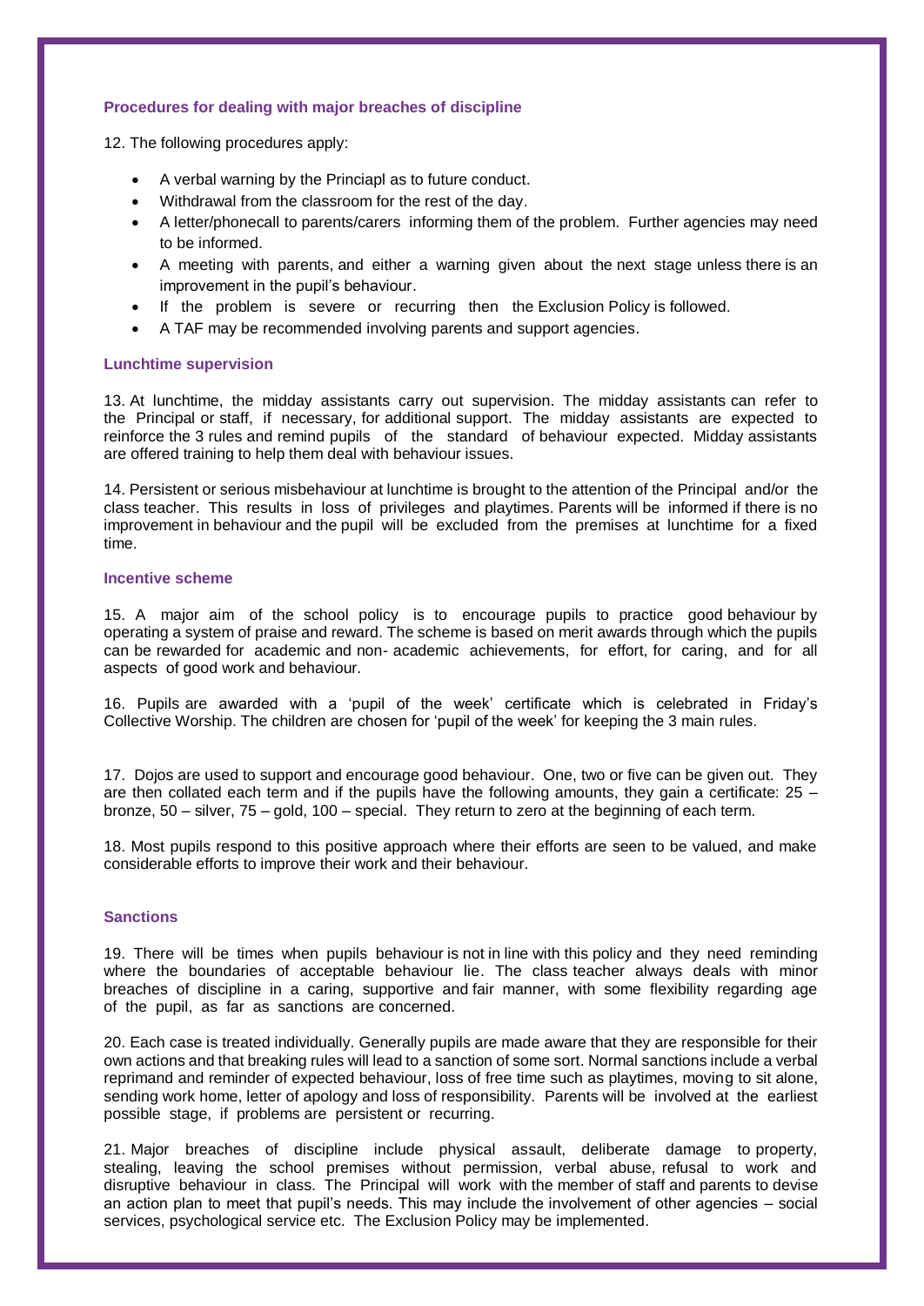### Procedures for dealing with major breaches of discipline

12. The following procedures apply:

- A verbal warning by the Principapl as to future conduct.
- Withdrawal from the classroom for the rest of the day.
- A letter/phonecall to parents/carers informing them of the problem. Further agencies may need to be informed.
- A meeting with parents, and either a warning given about the next stage unless there is an improvement in the pupil's behaviour.
- If the problem is severe or recurring then the Exclusion Policy is followed.
- A TAF may be recommended involving parents and support agencies.

### Lunchtime supervision

13. At lunchtime, the midday assistants carry out supervision. The midday assistants can refer to the Principal or staff, if necessary, for additional support. The midday assistants are expected to reinforce the 3 rules and remind pupils of the standard of behaviour expected. Midday assistants are offered training to help them deal with behaviour issues.

14. Persistent or serious misbehaviour at lunchtime is brought to the attention of the Principal and/or the class teacher. This results in loss of privileges and playtimes. Parents will be informed if there is no improvement in behaviour and the pupil will be excluded from the premises at lunchtime for a fixed time.

### Incentive scheme

15. A major aim of the school policy is to encourage pupils to practice good behaviour by operating a system of praise and reward. The scheme is based on merit awards through which the pupils can be rewarded for academic and non- academic achievements, for effort, for caring, and for all aspects of good work and behaviour.

16. Pupils are awarded with a 'pupil of the week' certificate which is celebrated in Friday's Collective Worship. The children are chosen for 'pupil of the week' for keeping the 3 main rules.

17. Dojos are used to support and encourage good behaviour. One, two or five can be given out. They are then collated each term and if the pupils have the following amounts, they gain a certificate: 25 – bronze, 50 – silver, 75 – gold, 100 – special. They return to zero at the beginning of each term.

18. Most pupils respond to this positive approach where their efforts are seen to be valued, and make considerable efforts to improve their work and their behaviour.

### Sanctions

19. There will be times when pupils behaviour is not in line with this policy and they need reminding where the boundaries of acceptable behaviour lie. The class teacher always deals with minor breaches of discipline in a caring, supportive and fair manner, with some flexibility regarding age of the pupil, as far as sanctions are concerned.

20. Each case is treated individually. Generally pupils are made aware that they are responsible for their own actions and that breaking rules will lead to a sanction of some sort. Normal sanctions include a verbal reprimand and reminder of expected behaviour, loss of free time such as playtimes, moving to sit alone, sending work home, letter of apology and loss of responsibility. Parents will be involved at the earliest possible stage, if problems are persistent or recurring.

21. Major breaches of discipline include physical assault, deliberate damage to property, stealing, leaving the school premises without permission, verbal abuse, refusal to work and disruptive behaviour in class. The Principal will work with the member of staff and parents to devise an action plan to meet that pupil's needs. This may include the involvement of other agencies – social services, psychological service etc. The Exclusion Policy may be implemented.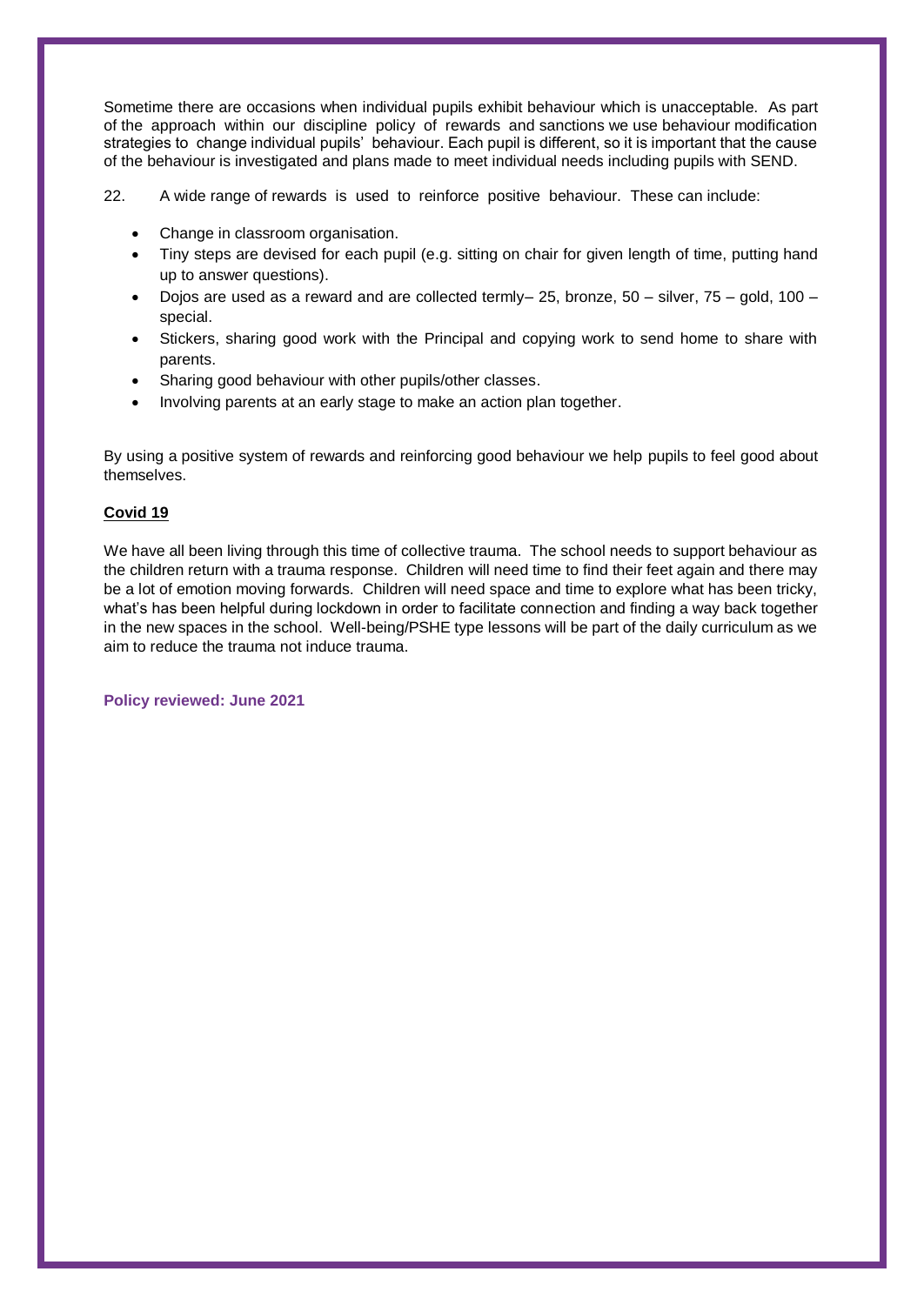Sometime there are occasions when individual pupils exhibit behaviour which is unacceptable. As part of the approach within our discipline policy of rewards and sanctions we use behaviour modification strategies to change individual pupils' behaviour. Each pupil is different, so it is important that the cause of the behaviour is investigated and plans made to meet individual needs including pupils with SEND.

22. A wide range of rewards is used to reinforce positive behaviour. These can include:

- Change in classroom organisation.
- Tiny steps are devised for each pupil (e.g. sitting on chair for given length of time, putting hand up to answer questions).
- Dojos are used as a reward and are collected termly– 25, bronze, 50 – silver, 75 – gold, 100 – special.
- Stickers, sharing good work with the Principal and copying work to send home to share with parents.
- Sharing good behaviour with other pupils/other classes.
- Involving parents at an early stage to make an action plan together.

By using a positive system of rewards and reinforcing good behaviour we help pupils to feel good about themselves.

**Covid 19**

We have all been living through this time of collective trauma. The school needs to support behaviour as the children return with a trauma response. Children will need time to find their feet again and there may be a lot of emotion moving forwards. Children will need space and time to explore what has been tricky, what's has been helpful during lockdown in order to facilitate connection and finding a way back together in the new spaces in the school. Well-being/PSHE type lessons will be part of the daily curriculum as we aim to reduce the trauma not induce trauma.

**Policy reviewed: June 2021**